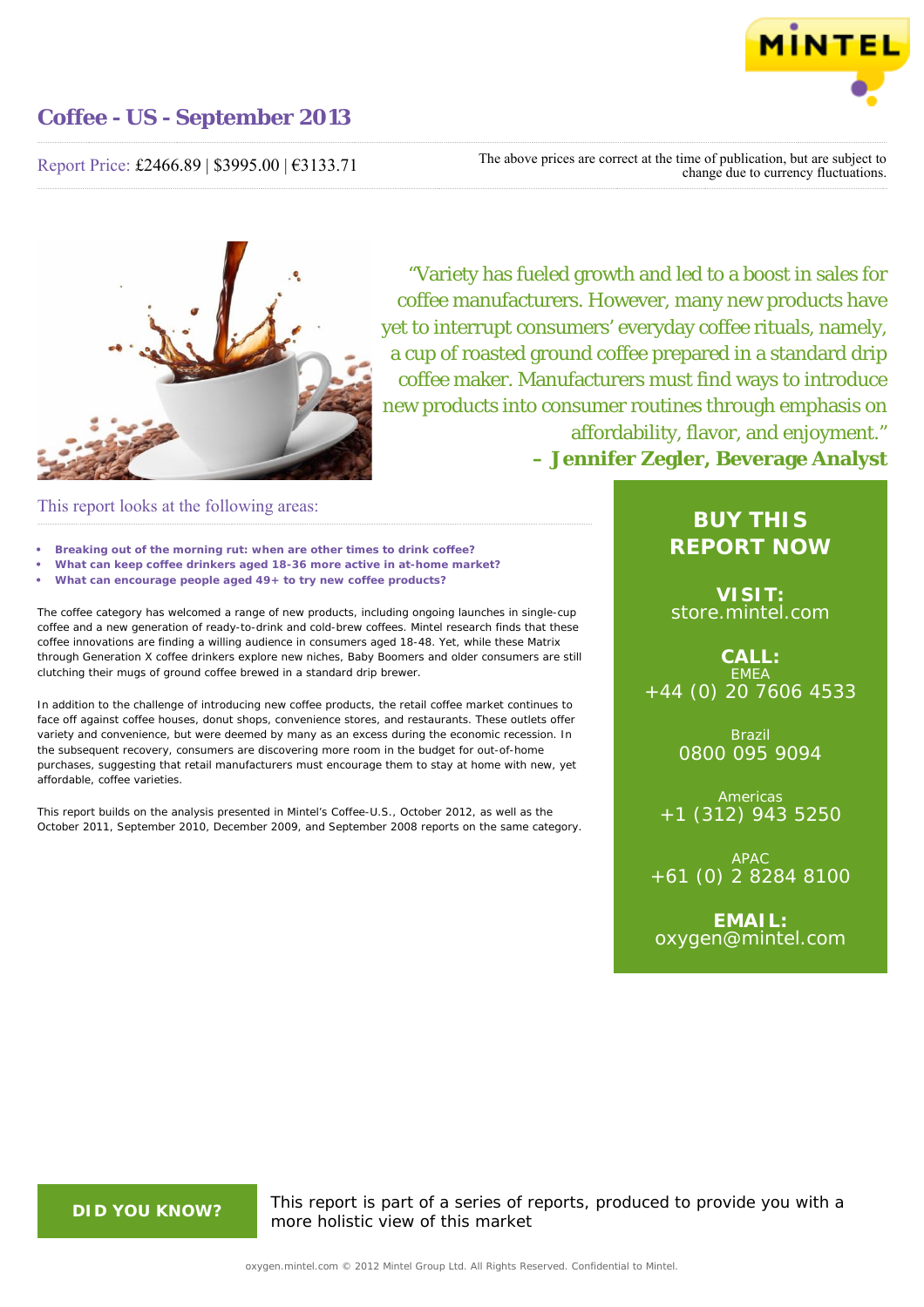# Coffee - US - September 2013

Report Price: £2466.89 | $3995.00 | €3133.71

The above prices are correct at the time of publication, but are subject to change due to currency fluctuations.

"Variety has fueled growth and led to a boost in sales for coffee manufacturers. However, many new products have yet to interrupt consumers' everyday coffee rituals, namely, a cup of roasted ground coffee prepared in a standard drip coffee maker. Manufacturers must find ways to introduce new products into consumer routines through emphasis on affordability, flavor, and enjoyment."
**– Jennifer Zegler, Beverage Analyst**

## This report looks at the following areas:

- **Breaking out of the morning rut: when are other times to drink coffee?**
- **What can keep coffee drinkers aged 18-36 more active in at-home market?**
- **What can encourage people aged 49+ to try new coffee products?**

The coffee category has welcomed a range of new products, including ongoing launches in single-cup coffee and a new generation of ready-to-drink and cold-brew coffees. Mintel research finds that these coffee innovations are finding a willing audience in consumers aged 18-48. Yet, while these Matrix through Generation X coffee drinkers explore new niches, Baby Boomers and older consumers are still clutching their mugs of ground coffee brewed in a standard drip brewer.

In addition to the challenge of introducing new coffee products, the retail coffee market continues to face off against coffee houses, donut shops, convenience stores, and restaurants. These outlets offer variety and convenience, but were deemed by many as an excess during the economic recession. In the subsequent recovery, consumers are discovering more room in the budget for out-of-home purchases, suggesting that retail manufacturers must encourage them to stay at home with new, yet affordable, coffee varieties.

This report builds on the analysis presented in Mintel's Coffee-U.S., October 2012, as well as the October 2011, September 2010, December 2009, and September 2008 reports on the same category.

**BUY THIS REPORT NOW**

**VISIT:**
store.mintel.com

**CALL:**
EMEA
+44 (0) 20 7606 4533

Brazil
0800 095 9094

Americas
+1 (312) 943 5250

APAC
+61 (0) 2 8284 8100

**EMAIL:**
oxygen@mintel.com

**DID YOU KNOW?**

This report is part of a series of reports, produced to provide you with a more holistic view of this market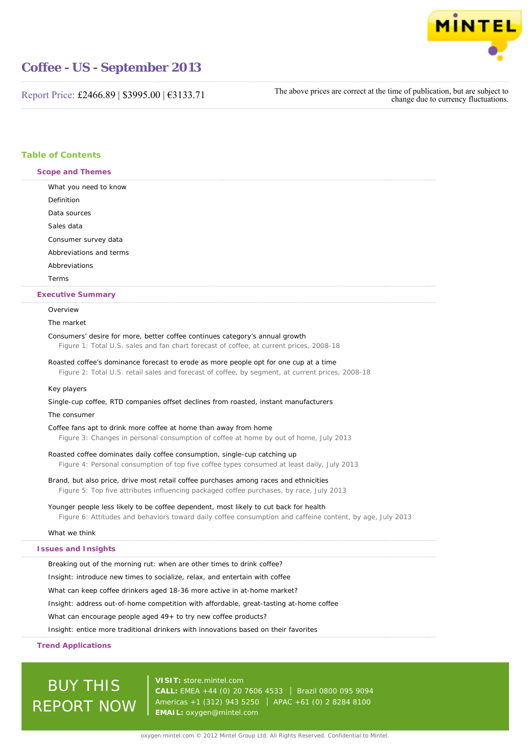# Coffee - US - September 2013

Report Price: £2466.89 | $3995.00 | €3133.71

The above prices are correct at the time of publication, but are subject to change due to currency fluctuations.

## Table of Contents

### Scope and Themes

What you need to know

Definition

Data sources

Sales data

Consumer survey data

Abbreviations and terms

Abbreviations

Terms

### Executive Summary

Overview

The market

Consumers' desire for more, better coffee continues category's annual growth

Figure 1: Total U.S. sales and fan chart forecast of coffee, at current prices, 2008-18

Roasted coffee's dominance forecast to erode as more people opt for one cup at a time

Figure 2: Total U.S. retail sales and forecast of coffee, by segment, at current prices, 2008-18

Key players

Single-cup coffee, RTD companies offset declines from roasted, instant manufacturers

The consumer

Coffee fans apt to drink more coffee at home than away from home

Figure 3: Changes in personal consumption of coffee at home by out of home, July 2013

Roasted coffee dominates daily coffee consumption, single-cup catching up

Figure 4: Personal consumption of top five coffee types consumed at least daily, July 2013

Brand, but also price, drive most retail coffee purchases among races and ethnicities

Figure 5: Top five attributes influencing packaged coffee purchases, by race, July 2013

Younger people less likely to be coffee dependent, most likely to cut back for health

Figure 6: Attitudes and behaviors toward daily coffee consumption and caffeine content, by age, July 2013

What we think

### Issues and Insights

Breaking out of the morning rut: when are other times to drink coffee?

Insight: introduce new times to socialize, relax, and entertain with coffee

What can keep coffee drinkers aged 18-36 more active in at-home market?

Insight: address out-of-home competition with affordable, great-tasting at-home coffee

What can encourage people aged 49+ to try new coffee products?

Insight: entice more traditional drinkers with innovations based on their favorites

### Trend Applications

BUY THIS REPORT NOW

**VISIT:** store.mintel.com
**CALL:** EMEA +44 (0) 20 7606 4533 | Brazil 0800 095 9094
Americas +1 (312) 943 5250 | APAC +61 (0) 2 8284 8100
**EMAIL:** oxygen@mintel.com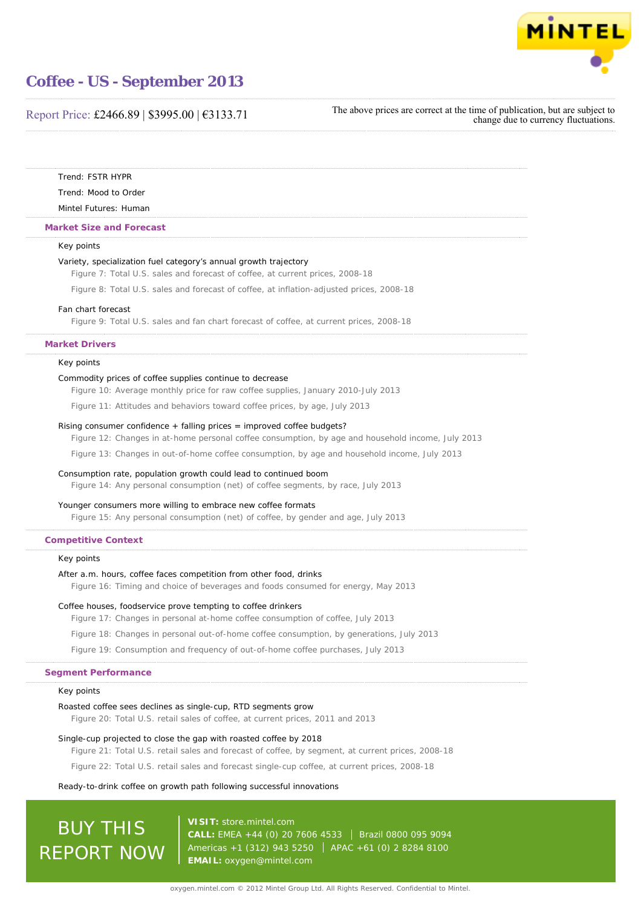Trend: FSTR HYPR

Trend: Mood to Order

Mintel Futures: Human

### Market Size and Forecast

Key points

Variety, specialization fuel category's annual growth trajectory

Figure 7: Total U.S. sales and forecast of coffee, at current prices, 2008-18

Figure 8: Total U.S. sales and forecast of coffee, at inflation-adjusted prices, 2008-18

Fan chart forecast

Figure 9: Total U.S. sales and fan chart forecast of coffee, at current prices, 2008-18

### Market Drivers

Key points

Commodity prices of coffee supplies continue to decrease

Figure 10: Average monthly price for raw coffee supplies, January 2010-July 2013

Figure 11: Attitudes and behaviors toward coffee prices, by age, July 2013

Rising consumer confidence + falling prices = improved coffee budgets?

Figure 12: Changes in at-home personal coffee consumption, by age and household income, July 2013

Figure 13: Changes in out-of-home coffee consumption, by age and household income, July 2013

Consumption rate, population growth could lead to continued boom

Figure 14: Any personal consumption (net) of coffee segments, by race, July 2013

Younger consumers more willing to embrace new coffee formats

Figure 15: Any personal consumption (net) of coffee, by gender and age, July 2013

### Competitive Context

Key points

After a.m. hours, coffee faces competition from other food, drinks

Figure 16: Timing and choice of beverages and foods consumed for energy, May 2013

Coffee houses, foodservice prove tempting to coffee drinkers

Figure 17: Changes in personal at-home coffee consumption of coffee, July 2013

Figure 18: Changes in personal out-of-home coffee consumption, by generations, July 2013

Figure 19: Consumption and frequency of out-of-home coffee purchases, July 2013

### Segment Performance

Key points

Roasted coffee sees declines as single-cup, RTD segments grow

Figure 20: Total U.S. retail sales of coffee, at current prices, 2011 and 2013

Single-cup projected to close the gap with roasted coffee by 2018

Figure 21: Total U.S. retail sales and forecast of coffee, by segment, at current prices, 2008-18

Figure 22: Total U.S. retail sales and forecast single-cup coffee, at current prices, 2008-18

Ready-to-drink coffee on growth path following successful innovations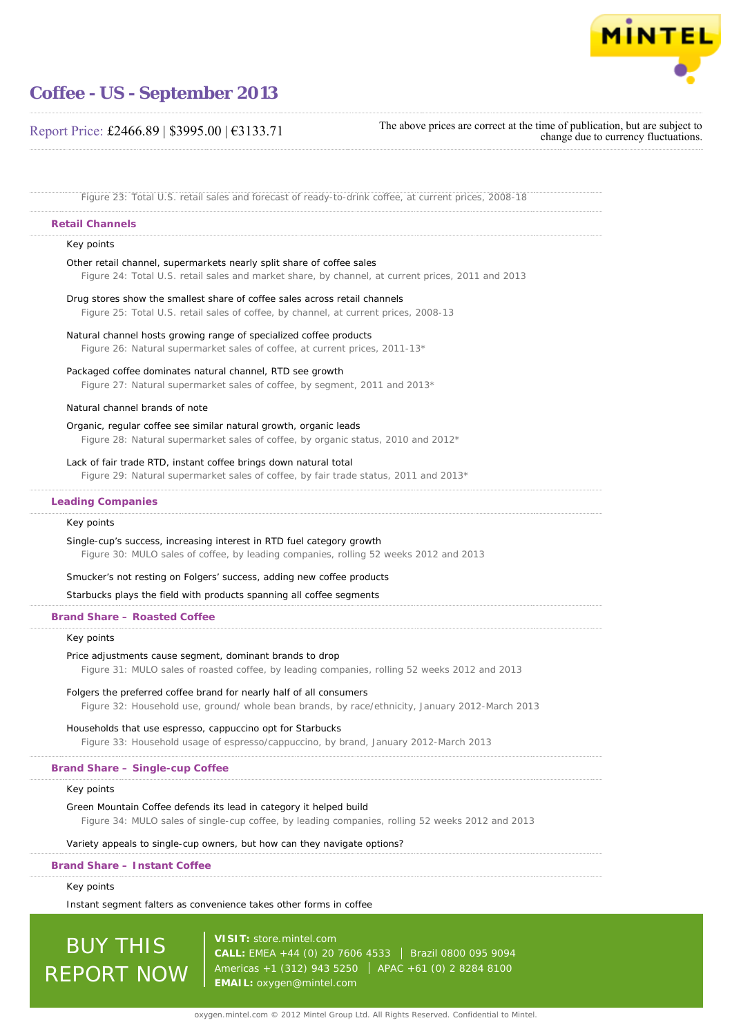Figure 23: Total U.S. retail sales and forecast of ready-to-drink coffee, at current prices, 2008-18

## Retail Channels

Key points

Other retail channel, supermarkets nearly split share of coffee sales

Figure 24: Total U.S. retail sales and market share, by channel, at current prices, 2011 and 2013

Drug stores show the smallest share of coffee sales across retail channels

Figure 25: Total U.S. retail sales of coffee, by channel, at current prices, 2008-13

Natural channel hosts growing range of specialized coffee products

Figure 26: Natural supermarket sales of coffee, at current prices, 2011-13*

Packaged coffee dominates natural channel, RTD see growth

Figure 27: Natural supermarket sales of coffee, by segment, 2011 and 2013*

Natural channel brands of note

Organic, regular coffee see similar natural growth, organic leads

Figure 28: Natural supermarket sales of coffee, by organic status, 2010 and 2012*

Lack of fair trade RTD, instant coffee brings down natural total

Figure 29: Natural supermarket sales of coffee, by fair trade status, 2011 and 2013*

## Leading Companies

Key points

Single-cup's success, increasing interest in RTD fuel category growth

Figure 30: MULO sales of coffee, by leading companies, rolling 52 weeks 2012 and 2013

Smucker's not resting on Folgers' success, adding new coffee products

Starbucks plays the field with products spanning all coffee segments

## Brand Share – Roasted Coffee

Key points

Price adjustments cause segment, dominant brands to drop

Figure 31: MULO sales of roasted coffee, by leading companies, rolling 52 weeks 2012 and 2013

Folgers the preferred coffee brand for nearly half of all consumers

Figure 32: Household use, ground/ whole bean brands, by race/ethnicity, January 2012-March 2013

Households that use espresso, cappuccino opt for Starbucks

Figure 33: Household usage of espresso/cappuccino, by brand, January 2012-March 2013

## Brand Share – Single-cup Coffee

Key points

Green Mountain Coffee defends its lead in category it helped build

Figure 34: MULO sales of single-cup coffee, by leading companies, rolling 52 weeks 2012 and 2013

Variety appeals to single-cup owners, but how can they navigate options?

## Brand Share – Instant Coffee

Key points

Instant segment falters as convenience takes other forms in coffee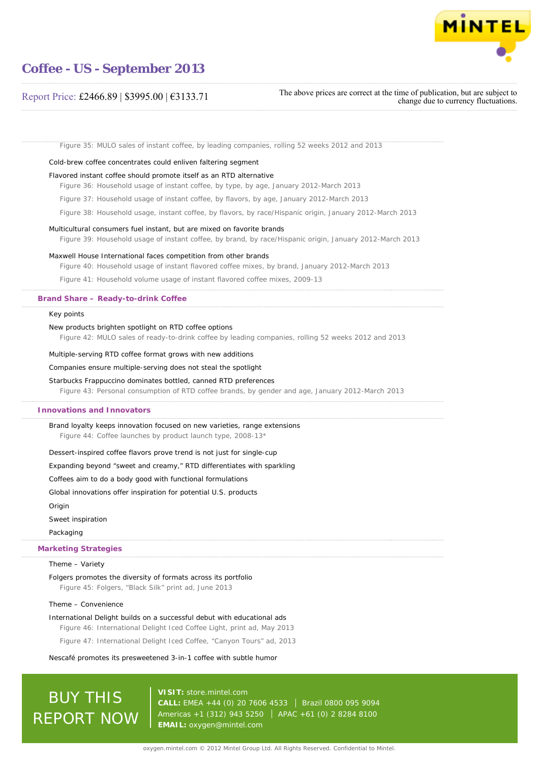Figure 35: MULO sales of instant coffee, by leading companies, rolling 52 weeks 2012 and 2013

Cold-brew coffee concentrates could enliven faltering segment

Flavored instant coffee should promote itself as an RTD alternative

Figure 36: Household usage of instant coffee, by type, by age, January 2012-March 2013

Figure 37: Household usage of instant coffee, by flavors, by age, January 2012-March 2013

Figure 38: Household usage, instant coffee, by flavors, by race/Hispanic origin, January 2012-March 2013

Multicultural consumers fuel instant, but are mixed on favorite brands

Figure 39: Household usage of instant coffee, by brand, by race/Hispanic origin, January 2012-March 2013

Maxwell House International faces competition from other brands

Figure 40: Household usage of instant flavored coffee mixes, by brand, January 2012-March 2013

Figure 41: Household volume usage of instant flavored coffee mixes, 2009-13

## Brand Share – Ready-to-drink Coffee

Key points

New products brighten spotlight on RTD coffee options

Figure 42: MULO sales of ready-to-drink coffee by leading companies, rolling 52 weeks 2012 and 2013

Multiple-serving RTD coffee format grows with new additions

Companies ensure multiple-serving does not steal the spotlight

Starbucks Frappuccino dominates bottled, canned RTD preferences

Figure 43: Personal consumption of RTD coffee brands, by gender and age, January 2012-March 2013

## Innovations and Innovators

Brand loyalty keeps innovation focused on new varieties, range extensions

Figure 44: Coffee launches by product launch type, 2008-13*

Dessert-inspired coffee flavors prove trend is not just for single-cup

Expanding beyond "sweet and creamy," RTD differentiates with sparkling

Coffees aim to do a body good with functional formulations

Global innovations offer inspiration for potential U.S. products

Origin

Sweet inspiration

Packaging

## Marketing Strategies

Theme – Variety

Folgers promotes the diversity of formats across its portfolio

Figure 45: Folgers, "Black Silk" print ad, June 2013

Theme – Convenience

International Delight builds on a successful debut with educational ads

Figure 46: International Delight Iced Coffee Light, print ad, May 2013

Figure 47: International Delight Iced Coffee, "Canyon Tours" ad, 2013

Nescafé promotes its presweetened 3-in-1 coffee with subtle humor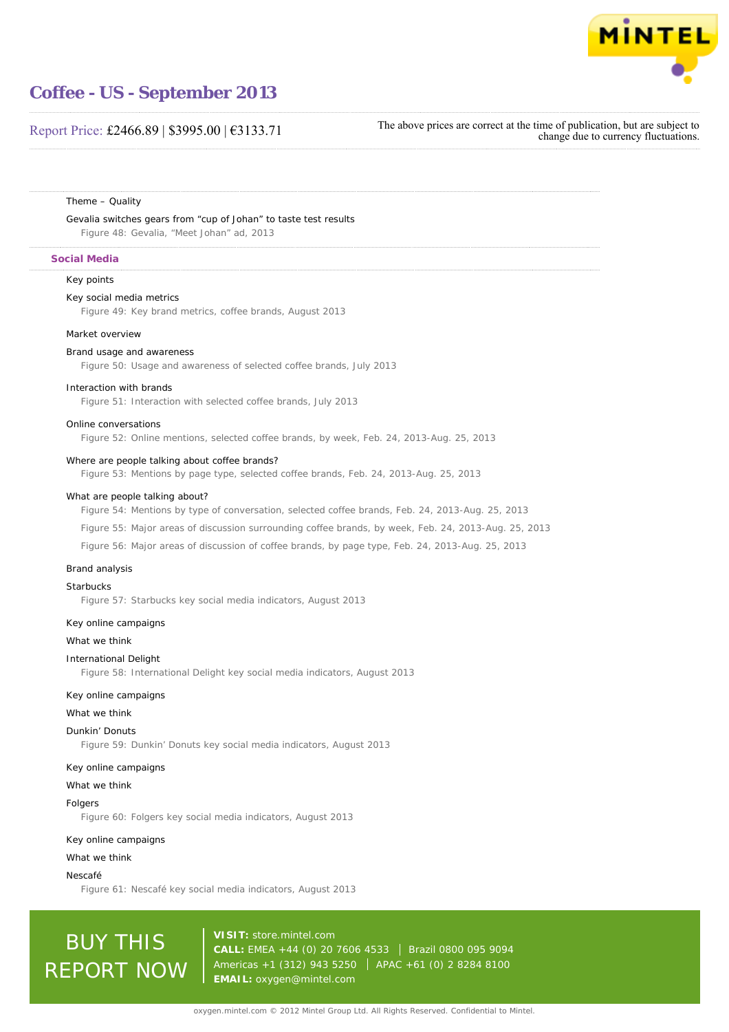Theme – Quality

Gevalia switches gears from “cup of Johan” to taste test results

Figure 48: Gevalia, “Meet Johan” ad, 2013

## Social Media

Key points

Key social media metrics

Figure 49: Key brand metrics, coffee brands, August 2013

Market overview

Brand usage and awareness

Figure 50: Usage and awareness of selected coffee brands, July 2013

Interaction with brands

Figure 51: Interaction with selected coffee brands, July 2013

Online conversations

Figure 52: Online mentions, selected coffee brands, by week, Feb. 24, 2013-Aug. 25, 2013

Where are people talking about coffee brands?

Figure 53: Mentions by page type, selected coffee brands, Feb. 24, 2013-Aug. 25, 2013

What are people talking about?

Figure 54: Mentions by type of conversation, selected coffee brands, Feb. 24, 2013-Aug. 25, 2013

Figure 55: Major areas of discussion surrounding coffee brands, by week, Feb. 24, 2013-Aug. 25, 2013

Figure 56: Major areas of discussion of coffee brands, by page type, Feb. 24, 2013-Aug. 25, 2013

Brand analysis

Starbucks

Figure 57: Starbucks key social media indicators, August 2013

Key online campaigns

What we think

International Delight

Figure 58: International Delight key social media indicators, August 2013

Key online campaigns

What we think

Dunkin’ Donuts

Figure 59: Dunkin’ Donuts key social media indicators, August 2013

Key online campaigns

What we think

Folgers

Figure 60: Folgers key social media indicators, August 2013

Key online campaigns

What we think

Nescafé

Figure 61: Nescafé key social media indicators, August 2013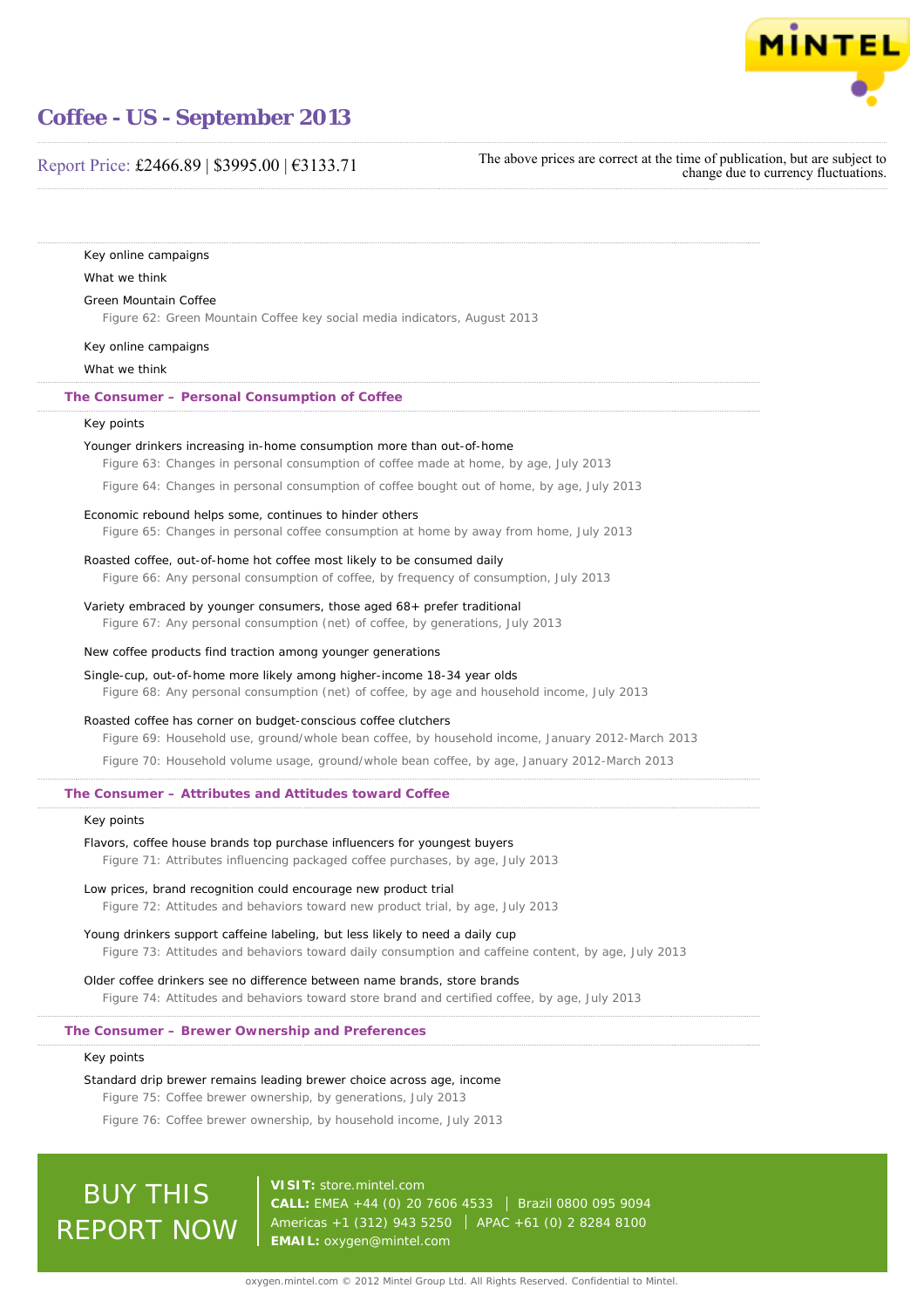Key online campaigns

What we think

Green Mountain Coffee

Figure 62: Green Mountain Coffee key social media indicators, August 2013

Key online campaigns

What we think

## The Consumer – Personal Consumption of Coffee

Key points

Younger drinkers increasing in-home consumption more than out-of-home

Figure 63: Changes in personal consumption of coffee made at home, by age, July 2013

Figure 64: Changes in personal consumption of coffee bought out of home, by age, July 2013

Economic rebound helps some, continues to hinder others

Figure 65: Changes in personal coffee consumption at home by away from home, July 2013

Roasted coffee, out-of-home hot coffee most likely to be consumed daily

Figure 66: Any personal consumption of coffee, by frequency of consumption, July 2013

Variety embraced by younger consumers, those aged 68+ prefer traditional

Figure 67: Any personal consumption (net) of coffee, by generations, July 2013

New coffee products find traction among younger generations

Single-cup, out-of-home more likely among higher-income 18-34 year olds

Figure 68: Any personal consumption (net) of coffee, by age and household income, July 2013

Roasted coffee has corner on budget-conscious coffee clutchers

Figure 69: Household use, ground/whole bean coffee, by household income, January 2012-March 2013

Figure 70: Household volume usage, ground/whole bean coffee, by age, January 2012-March 2013

## The Consumer – Attributes and Attitudes toward Coffee

Key points

Flavors, coffee house brands top purchase influencers for youngest buyers

Figure 71: Attributes influencing packaged coffee purchases, by age, July 2013

Low prices, brand recognition could encourage new product trial

Figure 72: Attitudes and behaviors toward new product trial, by age, July 2013

Young drinkers support caffeine labeling, but less likely to need a daily cup

Figure 73: Attitudes and behaviors toward daily consumption and caffeine content, by age, July 2013

Older coffee drinkers see no difference between name brands, store brands

Figure 74: Attitudes and behaviors toward store brand and certified coffee, by age, July 2013

## The Consumer – Brewer Ownership and Preferences

Key points

Standard drip brewer remains leading brewer choice across age, income

Figure 75: Coffee brewer ownership, by generations, July 2013

Figure 76: Coffee brewer ownership, by household income, July 2013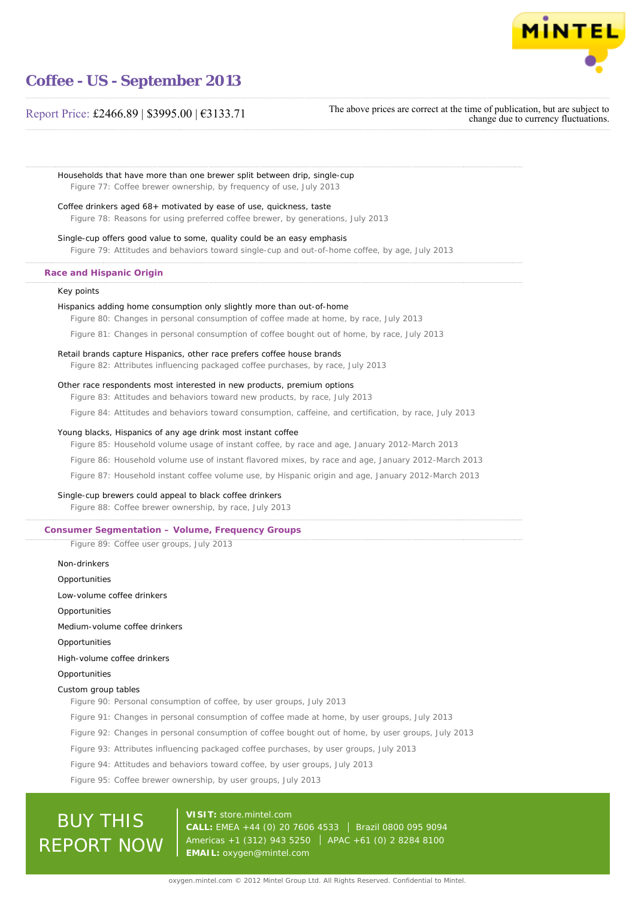Households that have more than one brewer split between drip, single-cup

Figure 77: Coffee brewer ownership, by frequency of use, July 2013

Coffee drinkers aged 68+ motivated by ease of use, quickness, taste

Figure 78: Reasons for using preferred coffee brewer, by generations, July 2013

Single-cup offers good value to some, quality could be an easy emphasis

Figure 79: Attitudes and behaviors toward single-cup and out-of-home coffee, by age, July 2013

## Race and Hispanic Origin

Key points

Hispanics adding home consumption only slightly more than out-of-home

Figure 80: Changes in personal consumption of coffee made at home, by race, July 2013

Figure 81: Changes in personal consumption of coffee bought out of home, by race, July 2013

Retail brands capture Hispanics, other race prefers coffee house brands

Figure 82: Attributes influencing packaged coffee purchases, by race, July 2013

Other race respondents most interested in new products, premium options

Figure 83: Attitudes and behaviors toward new products, by race, July 2013

Figure 84: Attitudes and behaviors toward consumption, caffeine, and certification, by race, July 2013

Young blacks, Hispanics of any age drink most instant coffee

Figure 85: Household volume usage of instant coffee, by race and age, January 2012-March 2013

Figure 86: Household volume use of instant flavored mixes, by race and age, January 2012-March 2013

Figure 87: Household instant coffee volume use, by Hispanic origin and age, January 2012-March 2013

Single-cup brewers could appeal to black coffee drinkers

Figure 88: Coffee brewer ownership, by race, July 2013

## Consumer Segmentation – Volume, Frequency Groups

Figure 89: Coffee user groups, July 2013

Non-drinkers

Opportunities

Low-volume coffee drinkers

Opportunities

Medium-volume coffee drinkers

Opportunities

High-volume coffee drinkers

Opportunities

Custom group tables

Figure 90: Personal consumption of coffee, by user groups, July 2013

Figure 91: Changes in personal consumption of coffee made at home, by user groups, July 2013

Figure 92: Changes in personal consumption of coffee bought out of home, by user groups, July 2013

Figure 93: Attributes influencing packaged coffee purchases, by user groups, July 2013

Figure 94: Attitudes and behaviors toward coffee, by user groups, July 2013

Figure 95: Coffee brewer ownership, by user groups, July 2013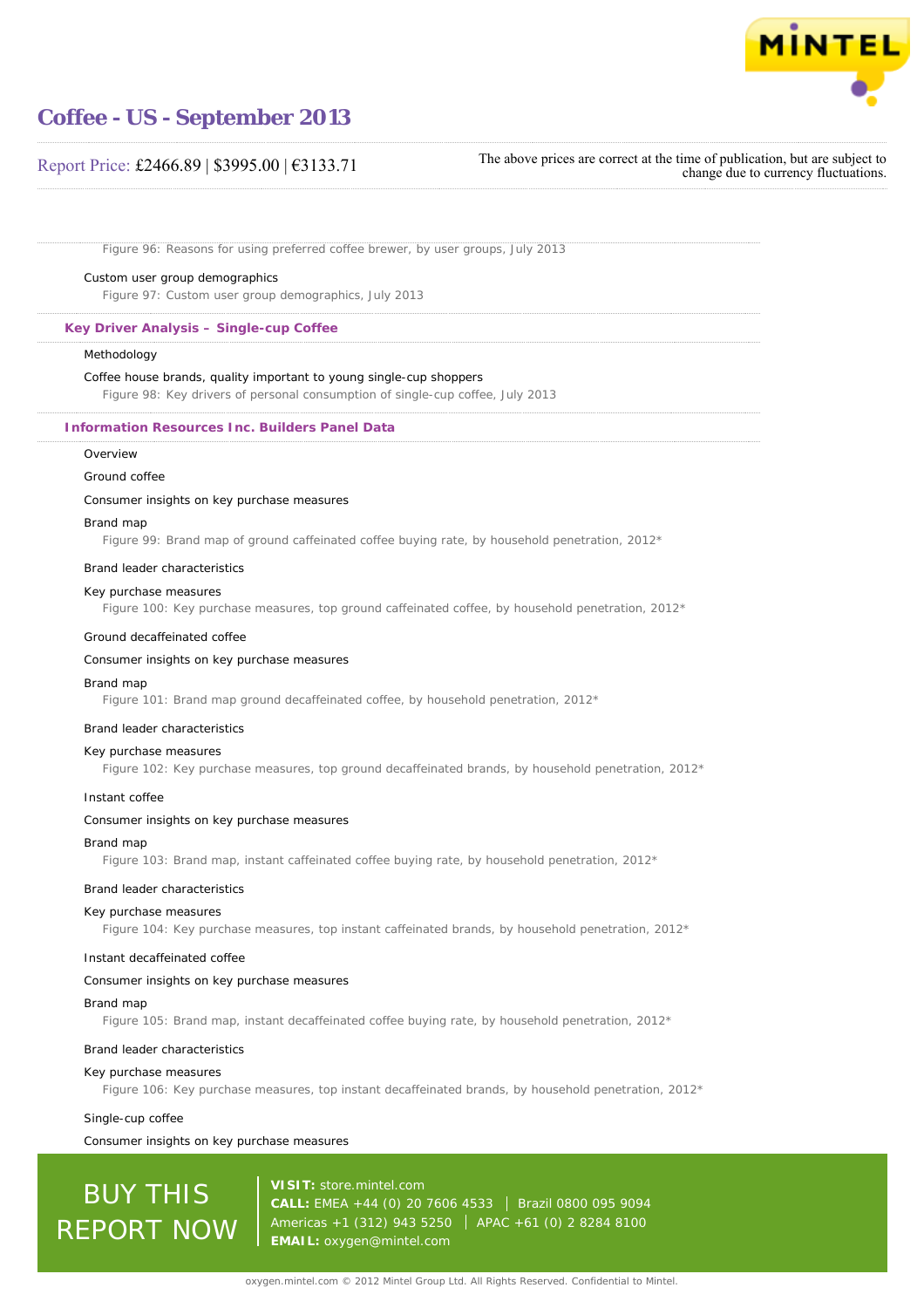Figure 96: Reasons for using preferred coffee brewer, by user groups, July 2013

Custom user group demographics

Figure 97: Custom user group demographics, July 2013

**Key Driver Analysis – Single-cup Coffee**

Methodology

Coffee house brands, quality important to young single-cup shoppers

Figure 98: Key drivers of personal consumption of single-cup coffee, July 2013

**Information Resources Inc. Builders Panel Data**

Overview

Ground coffee

Consumer insights on key purchase measures

Brand map

Figure 99: Brand map of ground caffeinated coffee buying rate, by household penetration, 2012*

Brand leader characteristics

Key purchase measures

Figure 100: Key purchase measures, top ground caffeinated coffee, by household penetration, 2012*

Ground decaffeinated coffee

Consumer insights on key purchase measures

Brand map

Figure 101: Brand map ground decaffeinated coffee, by household penetration, 2012*

Brand leader characteristics

Key purchase measures

Figure 102: Key purchase measures, top ground decaffeinated brands, by household penetration, 2012*

Instant coffee

Consumer insights on key purchase measures

Brand map

Figure 103: Brand map, instant caffeinated coffee buying rate, by household penetration, 2012*

Brand leader characteristics

Key purchase measures

Figure 104: Key purchase measures, top instant caffeinated brands, by household penetration, 2012*

Instant decaffeinated coffee

Consumer insights on key purchase measures

Brand map

Figure 105: Brand map, instant decaffeinated coffee buying rate, by household penetration, 2012*

Brand leader characteristics

Key purchase measures

Figure 106: Key purchase measures, top instant decaffeinated brands, by household penetration, 2012*

Single-cup coffee

Consumer insights on key purchase measures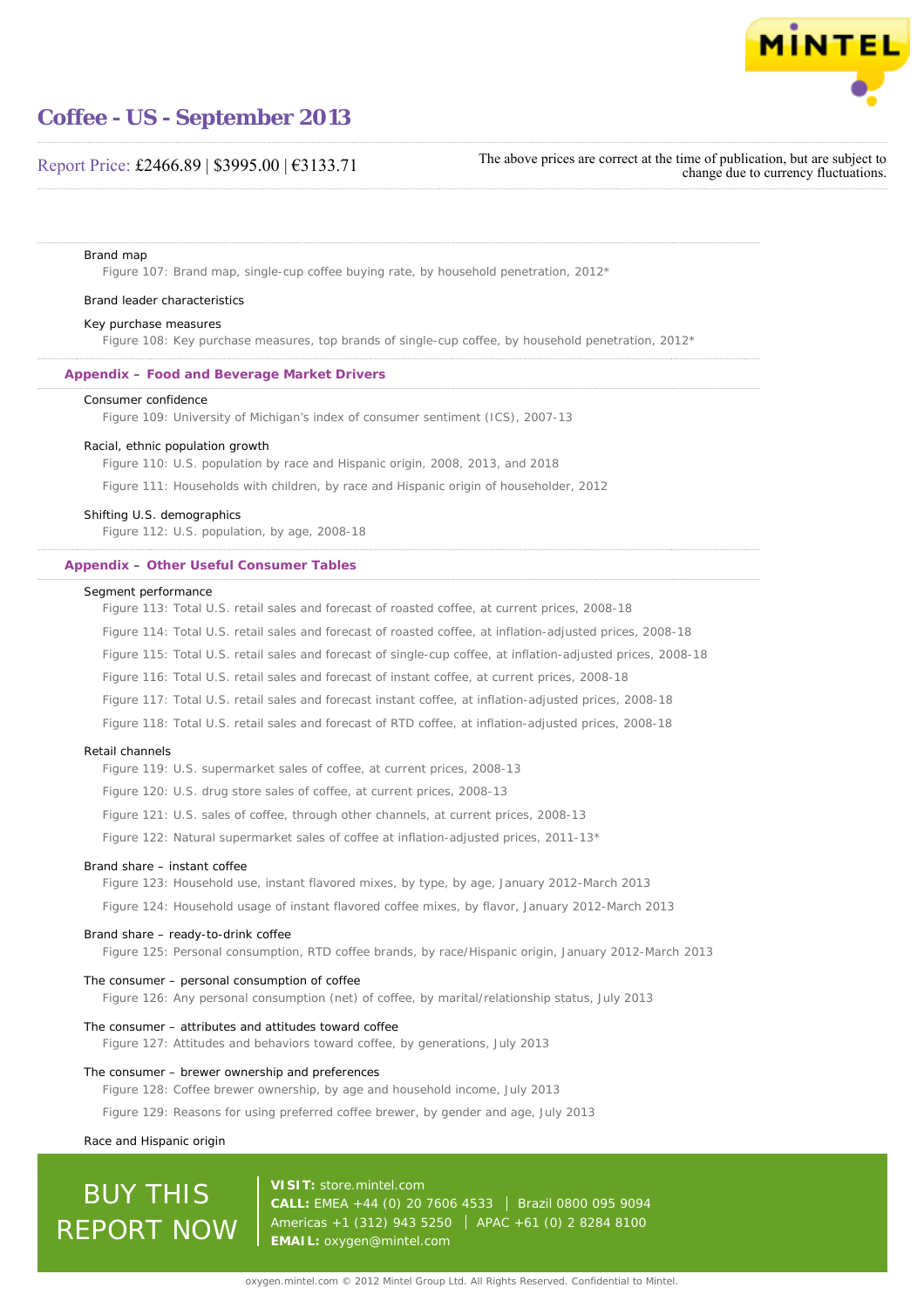Brand map

Figure 107: Brand map, single-cup coffee buying rate, by household penetration, 2012*

Brand leader characteristics

Key purchase measures

Figure 108: Key purchase measures, top brands of single-cup coffee, by household penetration, 2012*

## Appendix – Food and Beverage Market Drivers

Consumer confidence

Figure 109: University of Michigan's index of consumer sentiment (ICS), 2007-13

Racial, ethnic population growth

Figure 110: U.S. population by race and Hispanic origin, 2008, 2013, and 2018

Figure 111: Households with children, by race and Hispanic origin of householder, 2012

Shifting U.S. demographics

Figure 112: U.S. population, by age, 2008-18

## Appendix – Other Useful Consumer Tables

Segment performance

Figure 113: Total U.S. retail sales and forecast of roasted coffee, at current prices, 2008-18

Figure 114: Total U.S. retail sales and forecast of roasted coffee, at inflation-adjusted prices, 2008-18

Figure 115: Total U.S. retail sales and forecast of single-cup coffee, at inflation-adjusted prices, 2008-18

Figure 116: Total U.S. retail sales and forecast of instant coffee, at current prices, 2008-18

Figure 117: Total U.S. retail sales and forecast instant coffee, at inflation-adjusted prices, 2008-18

Figure 118: Total U.S. retail sales and forecast of RTD coffee, at inflation-adjusted prices, 2008-18

Retail channels

Figure 119: U.S. supermarket sales of coffee, at current prices, 2008-13

Figure 120: U.S. drug store sales of coffee, at current prices, 2008-13

Figure 121: U.S. sales of coffee, through other channels, at current prices, 2008-13

Figure 122: Natural supermarket sales of coffee at inflation-adjusted prices, 2011-13*

Brand share – instant coffee

Figure 123: Household use, instant flavored mixes, by type, by age, January 2012-March 2013

Figure 124: Household usage of instant flavored coffee mixes, by flavor, January 2012-March 2013

Brand share – ready-to-drink coffee

Figure 125: Personal consumption, RTD coffee brands, by race/Hispanic origin, January 2012-March 2013

The consumer – personal consumption of coffee

Figure 126: Any personal consumption (net) of coffee, by marital/relationship status, July 2013

The consumer – attributes and attitudes toward coffee

Figure 127: Attitudes and behaviors toward coffee, by generations, July 2013

The consumer – brewer ownership and preferences

Figure 128: Coffee brewer ownership, by age and household income, July 2013

Figure 129: Reasons for using preferred coffee brewer, by gender and age, July 2013

Race and Hispanic origin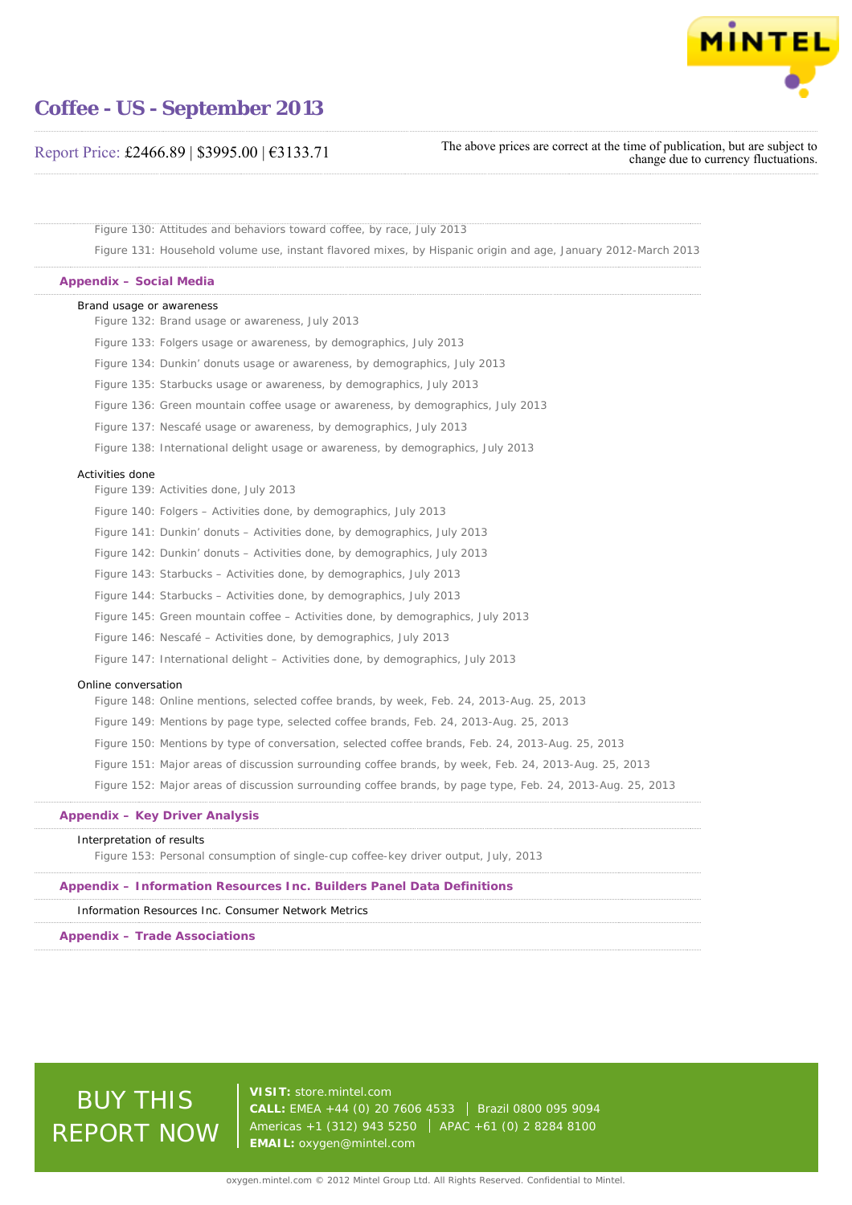Figure 130: Attitudes and behaviors toward coffee, by race, July 2013

Figure 131: Household volume use, instant flavored mixes, by Hispanic origin and age, January 2012-March 2013

## Appendix – Social Media

### Brand usage or awareness

Figure 132: Brand usage or awareness, July 2013

Figure 133: Folgers usage or awareness, by demographics, July 2013

Figure 134: Dunkin' donuts usage or awareness, by demographics, July 2013

Figure 135: Starbucks usage or awareness, by demographics, July 2013

Figure 136: Green mountain coffee usage or awareness, by demographics, July 2013

Figure 137: Nescafé usage or awareness, by demographics, July 2013

Figure 138: International delight usage or awareness, by demographics, July 2013

### Activities done

Figure 139: Activities done, July 2013

Figure 140: Folgers – Activities done, by demographics, July 2013

Figure 141: Dunkin' donuts – Activities done, by demographics, July 2013

Figure 142: Dunkin' donuts – Activities done, by demographics, July 2013

Figure 143: Starbucks – Activities done, by demographics, July 2013

Figure 144: Starbucks – Activities done, by demographics, July 2013

Figure 145: Green mountain coffee – Activities done, by demographics, July 2013

Figure 146: Nescafé – Activities done, by demographics, July 2013

Figure 147: International delight – Activities done, by demographics, July 2013

### Online conversation

Figure 148: Online mentions, selected coffee brands, by week, Feb. 24, 2013-Aug. 25, 2013

Figure 149: Mentions by page type, selected coffee brands, Feb. 24, 2013-Aug. 25, 2013

Figure 150: Mentions by type of conversation, selected coffee brands, Feb. 24, 2013-Aug. 25, 2013

Figure 151: Major areas of discussion surrounding coffee brands, by week, Feb. 24, 2013-Aug. 25, 2013

Figure 152: Major areas of discussion surrounding coffee brands, by page type, Feb. 24, 2013-Aug. 25, 2013

## Appendix – Key Driver Analysis

### Interpretation of results

Figure 153: Personal consumption of single-cup coffee-key driver output, July, 2013

## Appendix – Information Resources Inc. Builders Panel Data Definitions

### Information Resources Inc. Consumer Network Metrics

## Appendix – Trade Associations